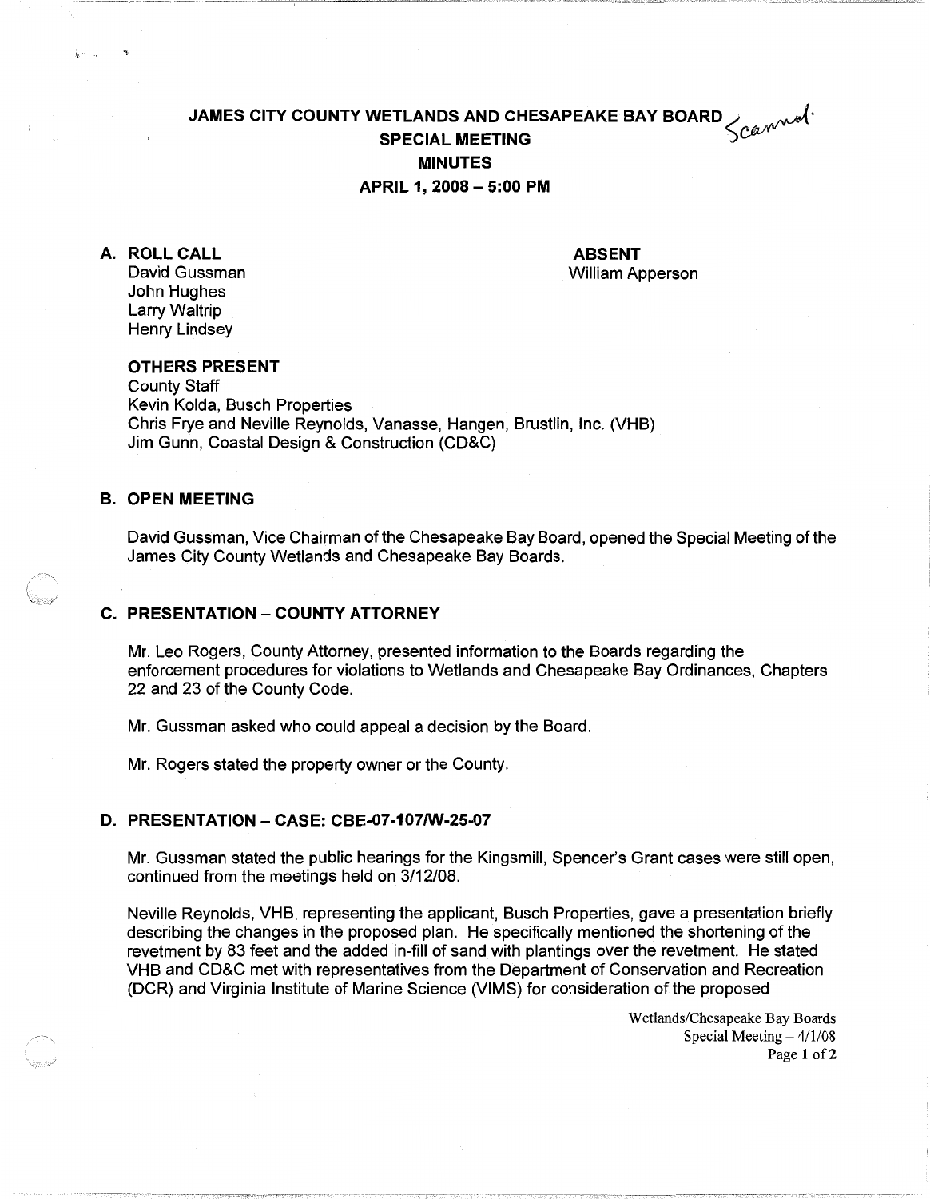# JAMES CITY COUNTY WETLANDS AND CHESAPEAKE BAY BOARD

Scanned.

## SPECIAL MEETING
## MINUTES
## APRIL 1, 2008 – 5:00 PM

### A. ROLL CALL

David Gussman
John Hughes
Larry Waltrip
Henry Lindsey

**ABSENT**
William Apperson

**OTHERS PRESENT**
County Staff
Kevin Kolda, Busch Properties
Chris Frye and Neville Reynolds, Vanasse, Hangen, Brustlin, Inc. (VHB)
Jim Gunn, Coastal Design & Construction (CD&C)

### B. OPEN MEETING

David Gussman, Vice Chairman of the Chesapeake Bay Board, opened the Special Meeting of the James City County Wetlands and Chesapeake Bay Boards.

### C. PRESENTATION – COUNTY ATTORNEY

Mr. Leo Rogers, County Attorney, presented information to the Boards regarding the enforcement procedures for violations to Wetlands and Chesapeake Bay Ordinances, Chapters 22 and 23 of the County Code.

Mr. Gussman asked who could appeal a decision by the Board.

Mr. Rogers stated the property owner or the County.

### D. PRESENTATION – CASE: CBE-07-107/W-25-07

Mr. Gussman stated the public hearings for the Kingsmill, Spencer's Grant cases were still open, continued from the meetings held on 3/12/08.

Neville Reynolds, VHB, representing the applicant, Busch Properties, gave a presentation briefly describing the changes in the proposed plan. He specifically mentioned the shortening of the revetment by 83 feet and the added in-fill of sand with plantings over the revetment. He stated VHB and CD&C met with representatives from the Department of Conservation and Recreation (DCR) and Virginia Institute of Marine Science (VIMS) for consideration of the proposed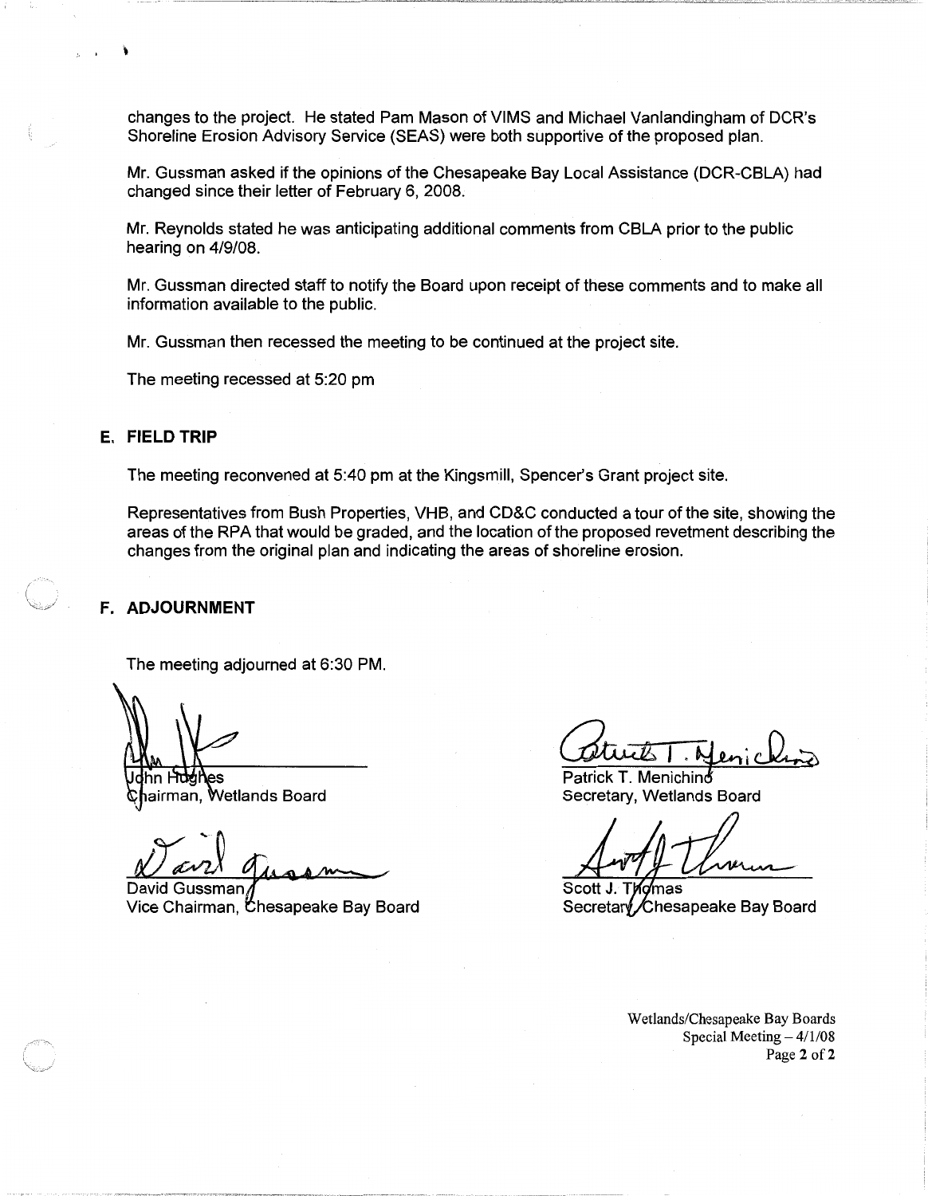changes to the project. He stated Pam Mason of VIMS and Michael Vanlandingham of DCR's Shoreline Erosion Advisory Service (SEAS) were both supportive of the proposed plan.

Mr. Gussman asked if the opinions of the Chesapeake Bay Local Assistance (DCR-CBLA) had changed since their letter of February 6, 2008.

Mr. Reynolds stated he was anticipating additional comments from CBLA prior to the public hearing on 4/9/08.

Mr. Gussman directed staff to notify the Board upon receipt of these comments and to make all information available to the public.

Mr. Gussman then recessed the meeting to be continued at the project site.

The meeting recessed at 5:20 pm

## E. FIELD TRIP

The meeting reconvened at 5:40 pm at the Kingsmill, Spencer's Grant project site.

Representatives from Bush Properties, VHB, and CD&C conducted a tour of the site, showing the areas of the RPA that would be graded, and the location of the proposed revetment describing the changes from the original plan and indicating the areas of shoreline erosion.

## F. ADJOURNMENT

The meeting adjourned at 6:30 PM.

John Hughes
Chairman, Wetlands Board

Patrick T. Menichino
Secretary, Wetlands Board

David Gussman
Vice Chairman, Chesapeake Bay Board

Scott J. Thomas
Secretary, Chesapeake Bay Board

Wetlands/Chesapeake Bay Boards
Special Meeting – 4/1/08